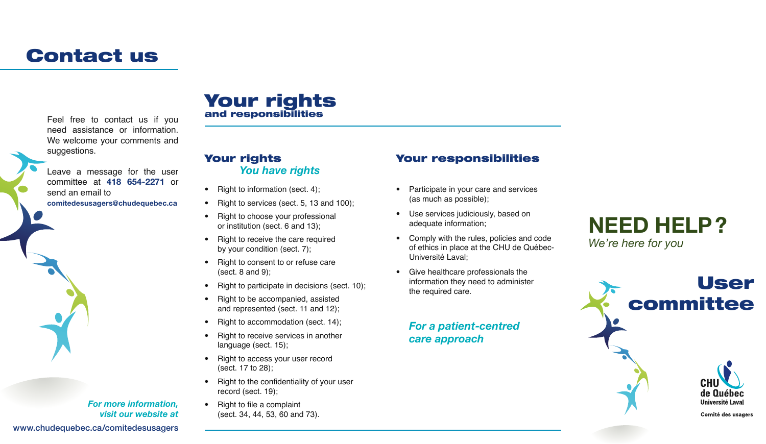# Contact us

Feel free to contact us if you need assistance or information. We welcome your comments and suggestions.

Leave a message for the user committee at **418 654-2271** or send an email to **comitedesusagers@chudequebec.ca**

***For more information, visit our website at***

**www.chudequebec.ca/comitedesusagers**

# Your rights
## and responsibilities

### Your rights
*You have rights*

- Right to information (sect. 4);
- Right to services (sect. 5, 13 and 100);
- Right to choose your professional or institution (sect. 6 and 13);
- Right to receive the care required by your condition (sect. 7);
- Right to consent to or refuse care (sect. 8 and 9);
- Right to participate in decisions (sect. 10);
- Right to be accompanied, assisted and represented (sect. 11 and 12);
- Right to accommodation (sect. 14);
- Right to receive services in another language (sect. 15);
- Right to access your user record (sect. 17 to 28);
- Right to the confidentiality of your user record (sect. 19);
- Right to file a complaint (sect. 34, 44, 53, 60 and 73).

### Your responsibilities

- Participate in your care and services (as much as possible);
- Use services judiciously, based on adequate information;
- Comply with the rules, policies and code of ethics in place at the CHU de Québec-Université Laval;
- Give healthcare professionals the information they need to administer the required care.

***For a patient-centred care approach***

# NEED HELP ?
*We're here for you*

# User committee

CHU de Québec
Université Laval

Comité des usagers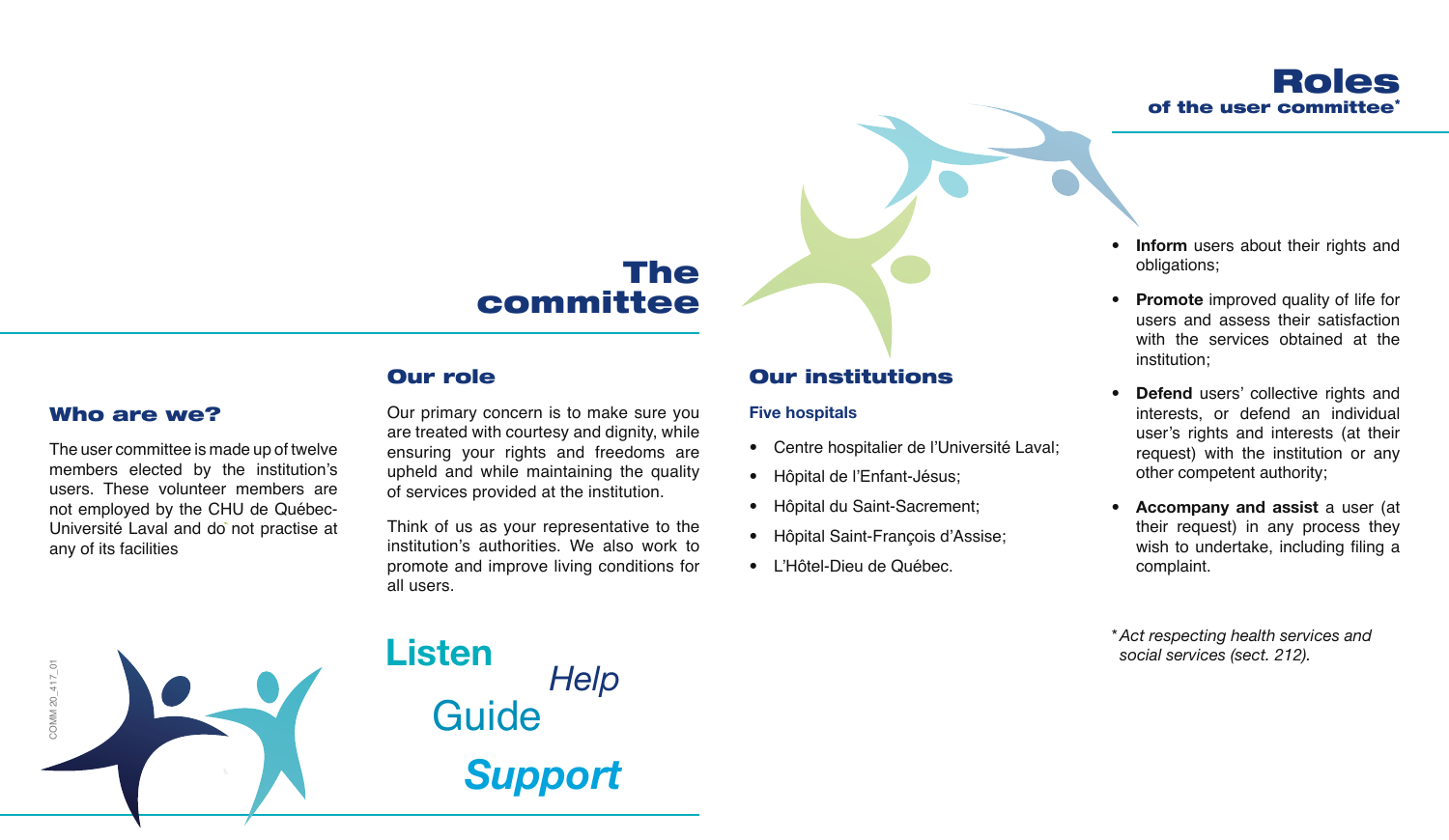# The committee

## Who are we?

The user committee is made up of twelve members elected by the institution's users. These volunteer members are not employed by the CHU de Québec-Université Laval and do not practise at any of its facilities

## Our role

Our primary concern is to make sure you are treated with courtesy and dignity, while ensuring your rights and freedoms are upheld and while maintaining the quality of services provided at the institution.

Think of us as your representative to the institution's authorities. We also work to promote and improve living conditions for all users.

Listen

Help

Guide

Support

## Our institutions

### Five hospitals

- Centre hospitalier de l'Université Laval;
- Hôpital de l'Enfant-Jésus;
- Hôpital du Saint-Sacrement;
- Hôpital Saint-François d'Assise;
- L'Hôtel-Dieu de Québec.

# Roles of the user committee*

- **Inform** users about their rights and obligations;
- **Promote** improved quality of life for users and assess their satisfaction with the services obtained at the institution;
- **Defend** users' collective rights and interests, or defend an individual user's rights and interests (at their request) with the institution or any other competent authority;
- **Accompany and assist** a user (at their request) in any process they wish to undertake, including filing a complaint.

*\*Act respecting health services and social services (sect. 212).*

COMM 20_417_01